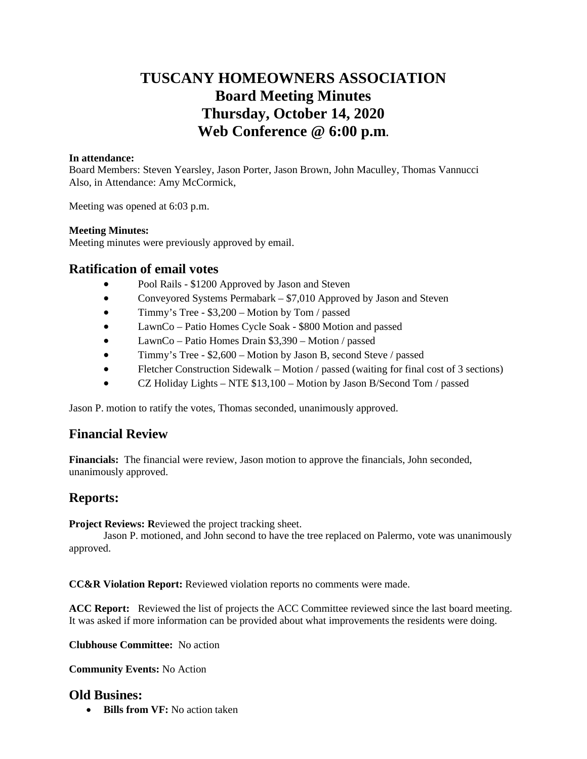# TUSCANY HOMEOWNERS ASSOCIATION
# Board Meeting Minutes
# Thursday, October 14, 2020
# Web Conference @ 6:00 p.m.

**In attendance:**
Board Members: Steven Yearsley, Jason Porter, Jason Brown, John Maculley, Thomas Vannucci
Also, in Attendance: Amy McCormick,

Meeting was opened at 6:03 p.m.

**Meeting Minutes:**
Meeting minutes were previously approved by email.

## Ratification of email votes

- Pool Rails - $1200 Approved by Jason and Steven
- Conveyored Systems Permabark – $7,010 Approved by Jason and Steven
- Timmy's Tree - $3,200 – Motion by Tom / passed
- LawnCo – Patio Homes Cycle Soak - $800 Motion and passed
- LawnCo – Patio Homes Drain $3,390 – Motion / passed
- Timmy's Tree - $2,600 – Motion by Jason B, second Steve / passed
- Fletcher Construction Sidewalk – Motion / passed (waiting for final cost of 3 sections)
- CZ Holiday Lights – NTE $13,100 – Motion by Jason B/Second Tom / passed

Jason P. motion to ratify the votes, Thomas seconded, unanimously approved.

## Financial Review

**Financials:** The financial were review, Jason motion to approve the financials, John seconded, unanimously approved.

## Reports:

**Project Reviews: R**eviewed the project tracking sheet.
Jason P. motioned, and John second to have the tree replaced on Palermo, vote was unanimously approved.

**CC&R Violation Report:** Reviewed violation reports no comments were made.

**ACC Report:** Reviewed the list of projects the ACC Committee reviewed since the last board meeting. It was asked if more information can be provided about what improvements the residents were doing.

**Clubhouse Committee:** No action

**Community Events:** No Action

## Old Busines:

- **Bills from VF:** No action taken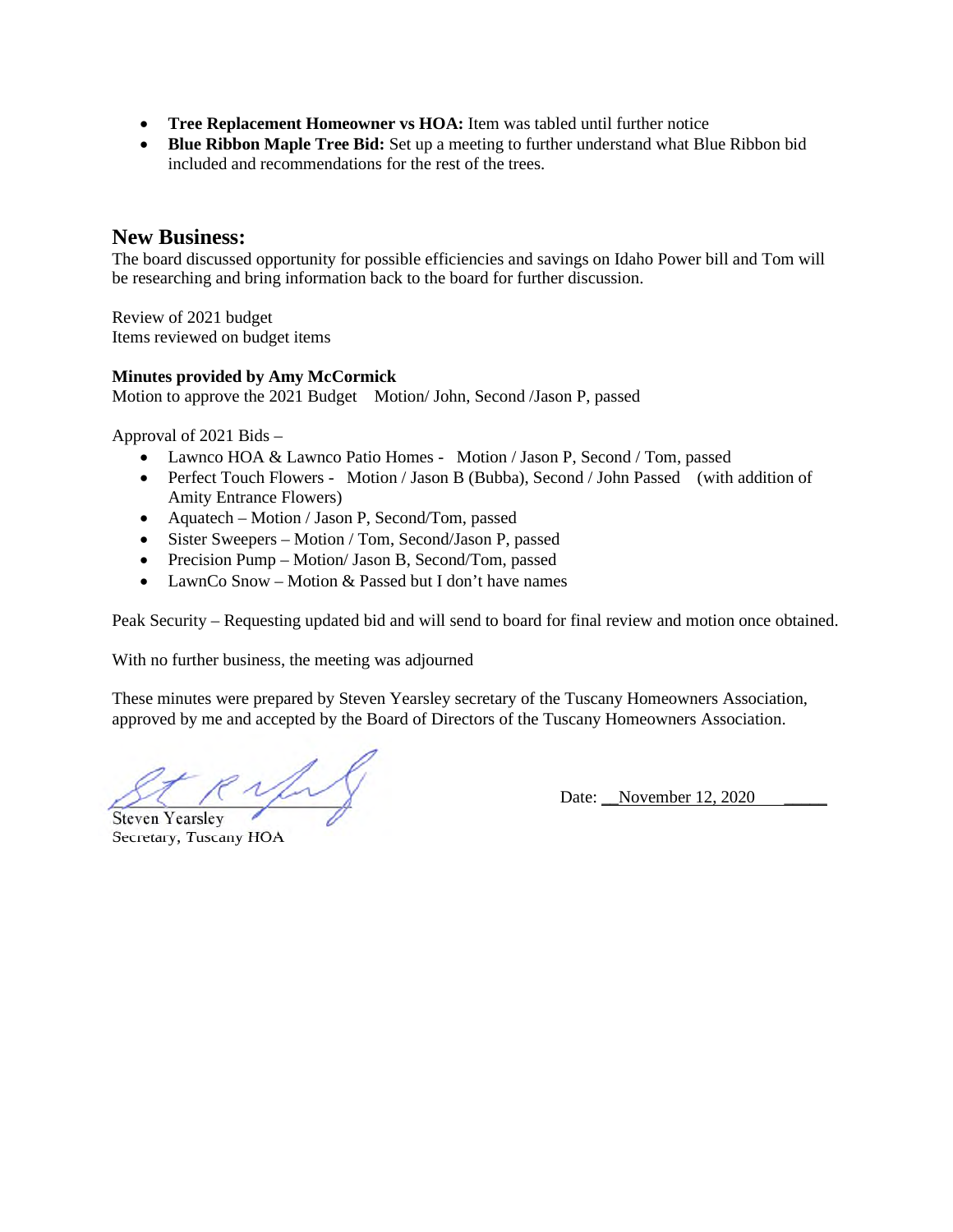- **Tree Replacement Homeowner vs HOA:** Item was tabled until further notice
- **Blue Ribbon Maple Tree Bid:** Set up a meeting to further understand what Blue Ribbon bid included and recommendations for the rest of the trees.

## New Business:

The board discussed opportunity for possible efficiencies and savings on Idaho Power bill and Tom will be researching and bring information back to the board for further discussion.

Review of 2021 budget
Items reviewed on budget items

**Minutes provided by Amy McCormick**
Motion to approve the 2021 Budget    Motion/ John, Second /Jason P, passed

Approval of 2021 Bids –

- Lawnco HOA & Lawnco Patio Homes -   Motion / Jason P, Second / Tom, passed
- Perfect Touch Flowers -   Motion / Jason B (Bubba), Second / John Passed    (with addition of Amity Entrance Flowers)
- Aquatech – Motion / Jason P, Second/Tom, passed
- Sister Sweepers – Motion / Tom, Second/Jason P, passed
- Precision Pump – Motion/ Jason B, Second/Tom, passed
- LawnCo Snow – Motion & Passed but I don't have names

Peak Security – Requesting updated bid and will send to board for final review and motion once obtained.

With no further business, the meeting was adjourned

These minutes were prepared by Steven Yearsley secretary of the Tuscany Homeowners Association, approved by me and accepted by the Board of Directors of the Tuscany Homeowners Association.

Steven Yearsley
Secretary, Tuscany HOA

Date: November 12, 2020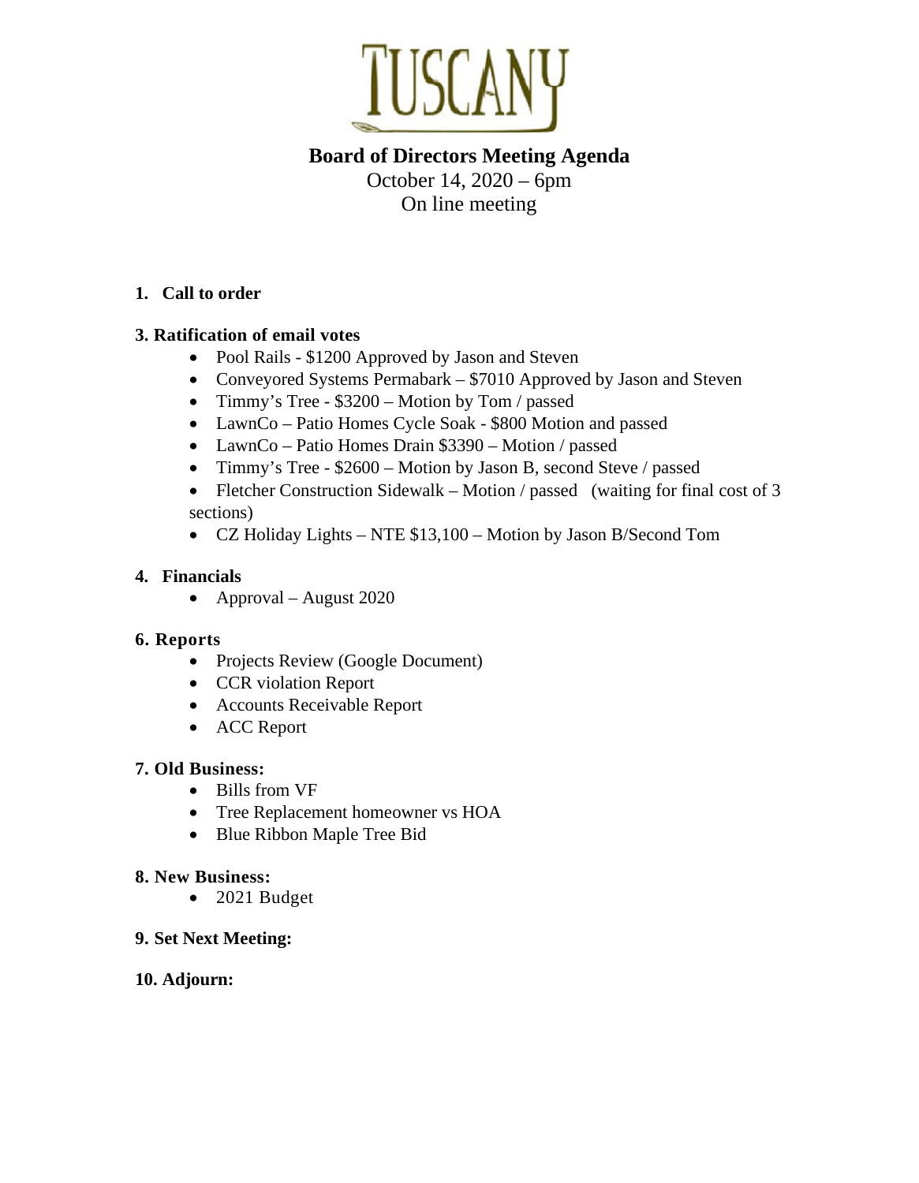# TUSCANY

## Board of Directors Meeting Agenda

October 14, 2020 – 6pm
On line meeting

**1. Call to order**

**3. Ratification of email votes**

- Pool Rails - $1200 Approved by Jason and Steven
- Conveyored Systems Permabark – $7010 Approved by Jason and Steven
- Timmy's Tree - $3200 – Motion by Tom / passed
- LawnCo – Patio Homes Cycle Soak - $800 Motion and passed
- LawnCo – Patio Homes Drain $3390 – Motion / passed
- Timmy's Tree - $2600 – Motion by Jason B, second Steve / passed
- Fletcher Construction Sidewalk – Motion / passed (waiting for final cost of 3 sections)
- CZ Holiday Lights – NTE $13,100 – Motion by Jason B/Second Tom

**4. Financials**

- Approval – August 2020

**6. Reports**

- Projects Review (Google Document)
- CCR violation Report
- Accounts Receivable Report
- ACC Report

**7. Old Business:**

- Bills from VF
- Tree Replacement homeowner vs HOA
- Blue Ribbon Maple Tree Bid

**8. New Business:**

- 2021 Budget

**9. Set Next Meeting:**

**10. Adjourn:**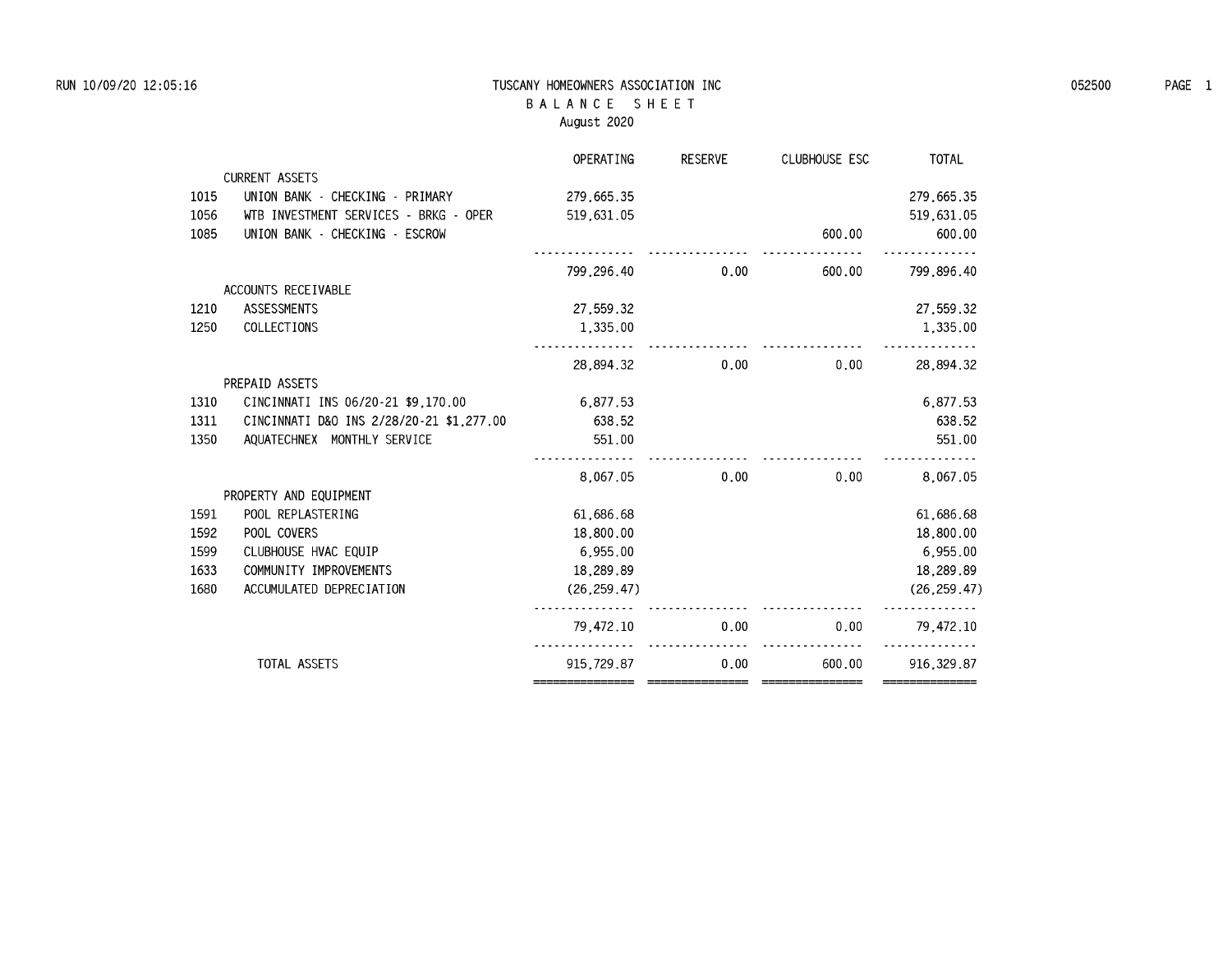# TUSCANY HOMEOWNERS ASSOCIATION INC

## BALANCE SHEET

### August 2020

| | | OPERATING | RESERVE | CLUBHOUSE ESC | TOTAL |
|---|---|---|---|---|---|
| | **CURRENT ASSETS** | | | | |
| 1015 | UNION BANK - CHECKING - PRIMARY | 279,665.35 | | | 279,665.35 |
| 1056 | WTB INVESTMENT SERVICES - BRKG - OPER | 519,631.05 | | | 519,631.05 |
| 1085 | UNION BANK - CHECKING - ESCROW | | | 600.00 | 600.00 |
| | | 799,296.40 | 0.00 | 600.00 | 799,896.40 |
| | **ACCOUNTS RECEIVABLE** | | | | |
| 1210 | ASSESSMENTS | 27,559.32 | | | 27,559.32 |
| 1250 | COLLECTIONS | 1,335.00 | | | 1,335.00 |
| | | 28,894.32 | 0.00 | 0.00 | 28,894.32 |
| | **PREPAID ASSETS** | | | | |
| 1310 | CINCINNATI INS 06/20-21 $9,170.00 | 6,877.53 | | | 6,877.53 |
| 1311 | CINCINNATI D&O INS 2/28/20-21 $1,277.00 | 638.52 | | | 638.52 |
| 1350 | AQUATECHNEX MONTHLY SERVICE | 551.00 | | | 551.00 |
| | | 8,067.05 | 0.00 | 0.00 | 8,067.05 |
| | **PROPERTY AND EQUIPMENT** | | | | |
| 1591 | POOL REPLASTERING | 61,686.68 | | | 61,686.68 |
| 1592 | POOL COVERS | 18,800.00 | | | 18,800.00 |
| 1599 | CLUBHOUSE HVAC EQUIP | 6,955.00 | | | 6,955.00 |
| 1633 | COMMUNITY IMPROVEMENTS | 18,289.89 | | | 18,289.89 |
| 1680 | ACCUMULATED DEPRECIATION | (26,259.47) | | | (26,259.47) |
| | | 79,472.10 | 0.00 | 0.00 | 79,472.10 |
| | **TOTAL ASSETS** | 915,729.87 | 0.00 | 600.00 | 916,329.87 |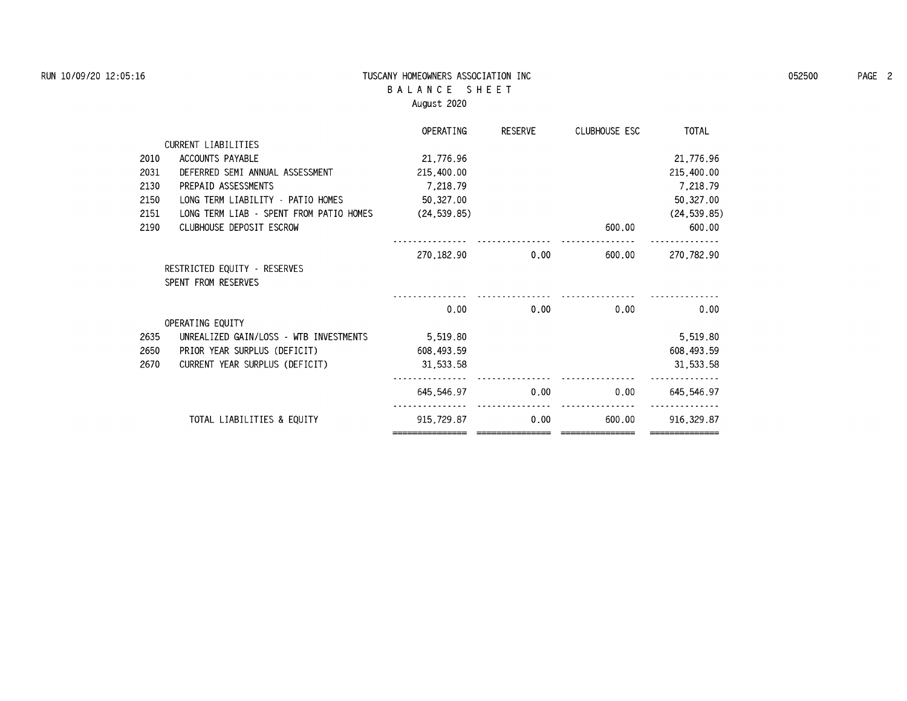# TUSCANY HOMEOWNERS ASSOCIATION INC

## BALANCE SHEET

### August 2020

| | | OPERATING | RESERVE | CLUBHOUSE ESC | TOTAL |
|---|---|---|---|---|---|
| | CURRENT LIABILITIES | | | | |
| 2010 | ACCOUNTS PAYABLE | 21,776.96 | | | 21,776.96 |
| 2031 | DEFERRED SEMI ANNUAL ASSESSMENT | 215,400.00 | | | 215,400.00 |
| 2130 | PREPAID ASSESSMENTS | 7,218.79 | | | 7,218.79 |
| 2150 | LONG TERM LIABILITY - PATIO HOMES | 50,327.00 | | | 50,327.00 |
| 2151 | LONG TERM LIAB - SPENT FROM PATIO HOMES | (24,539.85) | | | (24,539.85) |
| 2190 | CLUBHOUSE DEPOSIT ESCROW | | | 600.00 | 600.00 |
| | | 270,182.90 | 0.00 | 600.00 | 270,782.90 |
| | RESTRICTED EQUITY - RESERVES | | | | |
| | SPENT FROM RESERVES | | | | |
| | | 0.00 | 0.00 | 0.00 | 0.00 |
| | OPERATING EQUITY | | | | |
| 2635 | UNREALIZED GAIN/LOSS - WTB INVESTMENTS | 5,519.80 | | | 5,519.80 |
| 2650 | PRIOR YEAR SURPLUS (DEFICIT) | 608,493.59 | | | 608,493.59 |
| 2670 | CURRENT YEAR SURPLUS (DEFICIT) | 31,533.58 | | | 31,533.58 |
| | | 645,546.97 | 0.00 | 0.00 | 645,546.97 |
| | TOTAL LIABILITIES & EQUITY | 915,729.87 | 0.00 | 600.00 | 916,329.87 |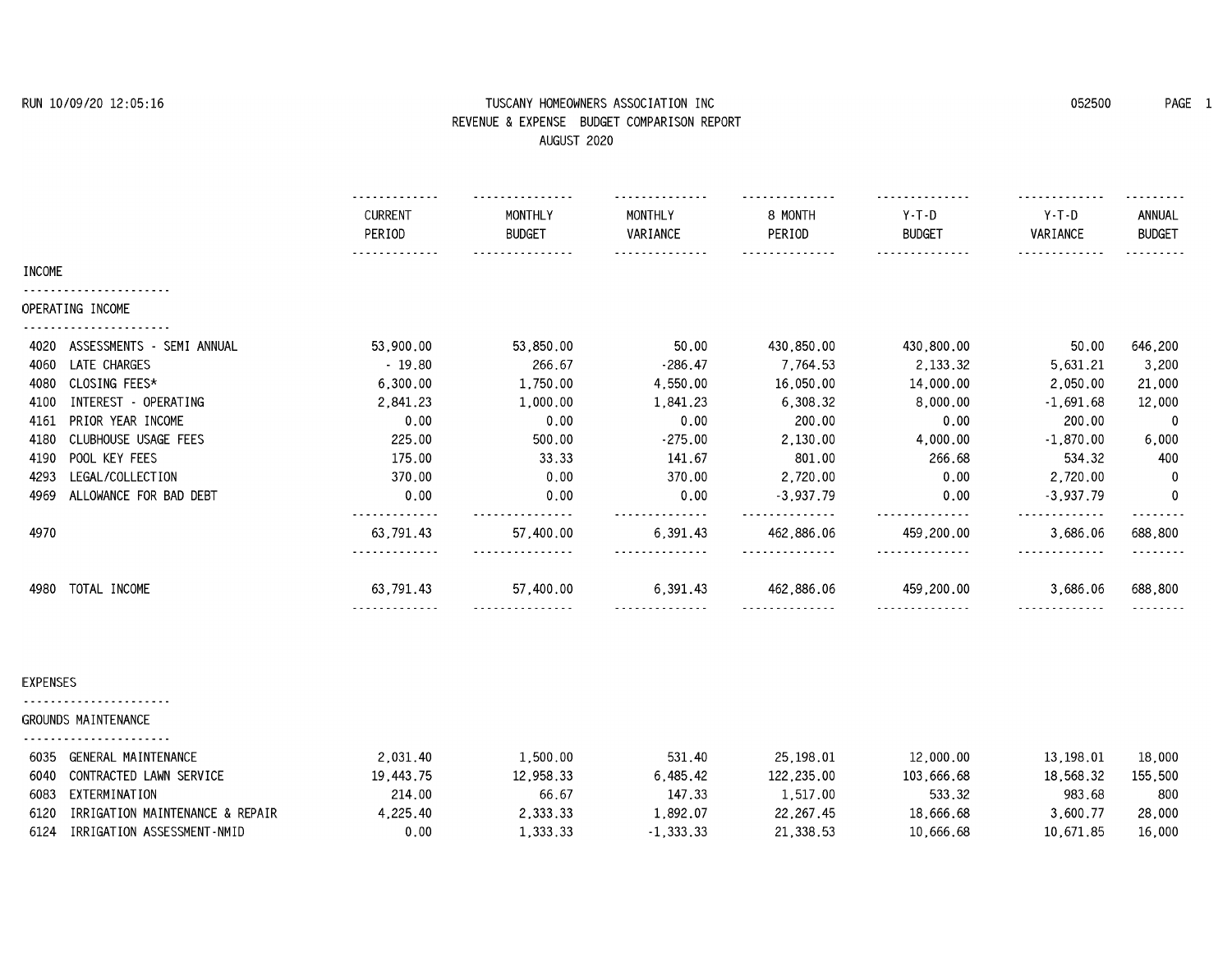# TUSCANY HOMEOWNERS ASSOCIATION INC

## REVENUE & EXPENSE BUDGET COMPARISON REPORT

### AUGUST 2020

RUN 10/09/20 12:05:16 — 052500

| | CURRENT PERIOD | MONTHLY BUDGET | MONTHLY VARIANCE | 8 MONTH PERIOD | Y-T-D BUDGET | Y-T-D VARIANCE | ANNUAL BUDGET |
|---|---|---|---|---|---|---|---|
| **INCOME** | | | | | | | |
| **OPERATING INCOME** | | | | | | | |
| 4020 ASSESSMENTS - SEMI ANNUAL | 53,900.00 | 53,850.00 | 50.00 | 430,850.00 | 430,800.00 | 50.00 | 646,200 |
| 4060 LATE CHARGES | - 19.80 | 266.67 | -286.47 | 7,764.53 | 2,133.32 | 5,631.21 | 3,200 |
| 4080 CLOSING FEES* | 6,300.00 | 1,750.00 | 4,550.00 | 16,050.00 | 14,000.00 | 2,050.00 | 21,000 |
| 4100 INTEREST - OPERATING | 2,841.23 | 1,000.00 | 1,841.23 | 6,308.32 | 8,000.00 | -1,691.68 | 12,000 |
| 4161 PRIOR YEAR INCOME | 0.00 | 0.00 | 0.00 | 200.00 | 0.00 | 200.00 | 0 |
| 4180 CLUBHOUSE USAGE FEES | 225.00 | 500.00 | -275.00 | 2,130.00 | 4,000.00 | -1,870.00 | 6,000 |
| 4190 POOL KEY FEES | 175.00 | 33.33 | 141.67 | 801.00 | 266.68 | 534.32 | 400 |
| 4293 LEGAL/COLLECTION | 370.00 | 0.00 | 370.00 | 2,720.00 | 0.00 | 2,720.00 | 0 |
| 4969 ALLOWANCE FOR BAD DEBT | 0.00 | 0.00 | 0.00 | -3,937.79 | 0.00 | -3,937.79 | 0 |
| 4970 | 63,791.43 | 57,400.00 | 6,391.43 | 462,886.06 | 459,200.00 | 3,686.06 | 688,800 |
| 4980 TOTAL INCOME | 63,791.43 | 57,400.00 | 6,391.43 | 462,886.06 | 459,200.00 | 3,686.06 | 688,800 |
| **EXPENSES** | | | | | | | |
| **GROUNDS MAINTENANCE** | | | | | | | |
| 6035 GENERAL MAINTENANCE | 2,031.40 | 1,500.00 | 531.40 | 25,198.01 | 12,000.00 | 13,198.01 | 18,000 |
| 6040 CONTRACTED LAWN SERVICE | 19,443.75 | 12,958.33 | 6,485.42 | 122,235.00 | 103,666.68 | 18,568.32 | 155,500 |
| 6083 EXTERMINATION | 214.00 | 66.67 | 147.33 | 1,517.00 | 533.32 | 983.68 | 800 |
| 6120 IRRIGATION MAINTENANCE & REPAIR | 4,225.40 | 2,333.33 | 1,892.07 | 22,267.45 | 18,666.68 | 3,600.77 | 28,000 |
| 6124 IRRIGATION ASSESSMENT-NMID | 0.00 | 1,333.33 | -1,333.33 | 21,338.53 | 10,666.68 | 10,671.85 | 16,000 |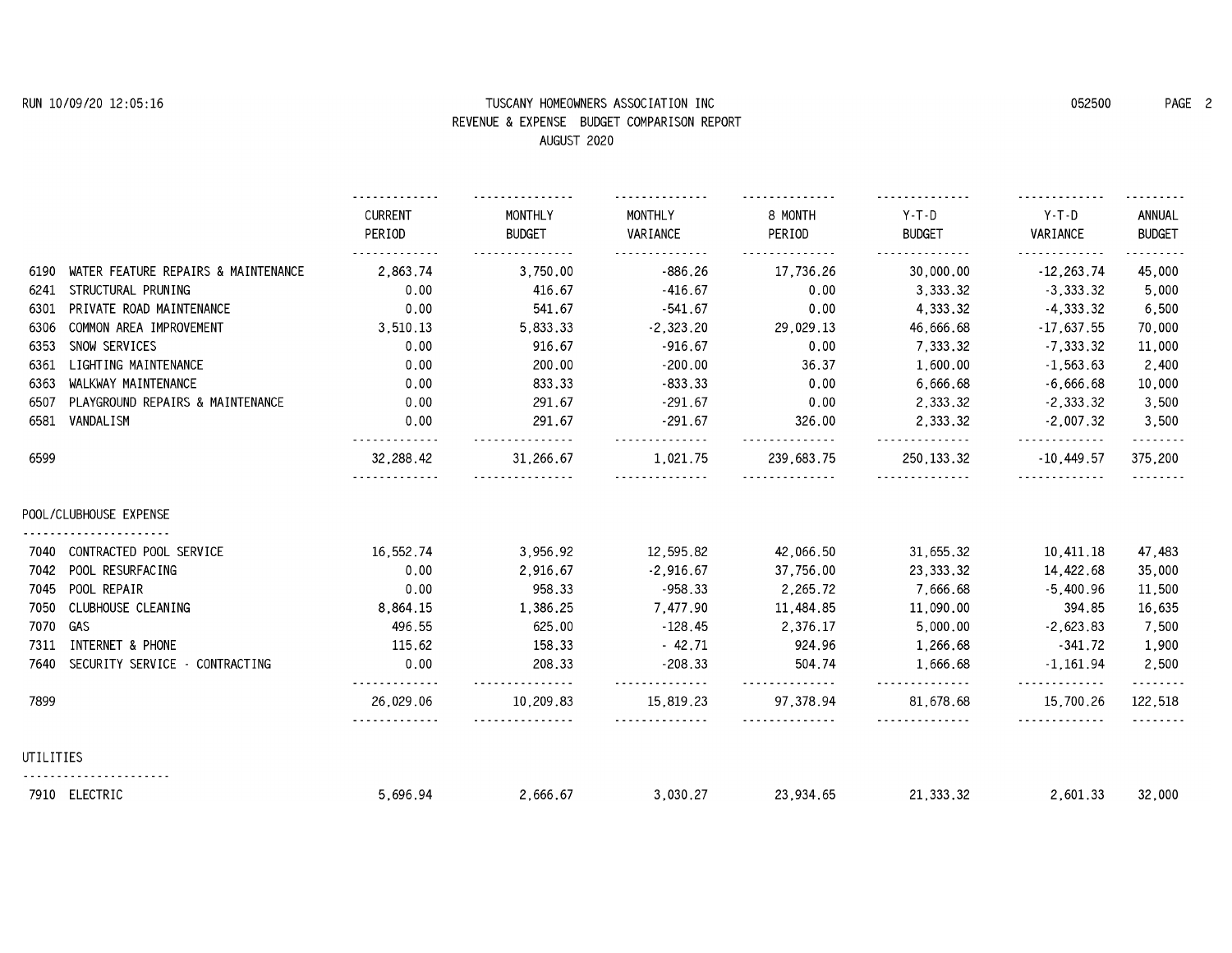TUSCANY HOMEOWNERS ASSOCIATION INC
REVENUE & EXPENSE BUDGET COMPARISON REPORT
AUGUST 2020

RUN 10/09/20 12:05:16 — 052500 — PAGE 2

| | CURRENT PERIOD | MONTHLY BUDGET | MONTHLY VARIANCE | 8 MONTH PERIOD | Y-T-D BUDGET | Y-T-D VARIANCE | ANNUAL BUDGET |
|---|---|---|---|---|---|---|---|
| 6190 WATER FEATURE REPAIRS & MAINTENANCE | 2,863.74 | 3,750.00 | -886.26 | 17,736.26 | 30,000.00 | -12,263.74 | 45,000 |
| 6241 STRUCTURAL PRUNING | 0.00 | 416.67 | -416.67 | 0.00 | 3,333.32 | -3,333.32 | 5,000 |
| 6301 PRIVATE ROAD MAINTENANCE | 0.00 | 541.67 | -541.67 | 0.00 | 4,333.32 | -4,333.32 | 6,500 |
| 6306 COMMON AREA IMPROVEMENT | 3,510.13 | 5,833.33 | -2,323.20 | 29,029.13 | 46,666.68 | -17,637.55 | 70,000 |
| 6353 SNOW SERVICES | 0.00 | 916.67 | -916.67 | 0.00 | 7,333.32 | -7,333.32 | 11,000 |
| 6361 LIGHTING MAINTENANCE | 0.00 | 200.00 | -200.00 | 36.37 | 1,600.00 | -1,563.63 | 2,400 |
| 6363 WALKWAY MAINTENANCE | 0.00 | 833.33 | -833.33 | 0.00 | 6,666.68 | -6,666.68 | 10,000 |
| 6507 PLAYGROUND REPAIRS & MAINTENANCE | 0.00 | 291.67 | -291.67 | 0.00 | 2,333.32 | -2,333.32 | 3,500 |
| 6581 VANDALISM | 0.00 | 291.67 | -291.67 | 326.00 | 2,333.32 | -2,007.32 | 3,500 |
| 6599 | 32,288.42 | 31,266.67 | 1,021.75 | 239,683.75 | 250,133.32 | -10,449.57 | 375,200 |
| **POOL/CLUBHOUSE EXPENSE** | | | | | | | |
| 7040 CONTRACTED POOL SERVICE | 16,552.74 | 3,956.92 | 12,595.82 | 42,066.50 | 31,655.32 | 10,411.18 | 47,483 |
| 7042 POOL RESURFACING | 0.00 | 2,916.67 | -2,916.67 | 37,756.00 | 23,333.32 | 14,422.68 | 35,000 |
| 7045 POOL REPAIR | 0.00 | 958.33 | -958.33 | 2,265.72 | 7,666.68 | -5,400.96 | 11,500 |
| 7050 CLUBHOUSE CLEANING | 8,864.15 | 1,386.25 | 7,477.90 | 11,484.85 | 11,090.00 | 394.85 | 16,635 |
| 7070 GAS | 496.55 | 625.00 | -128.45 | 2,376.17 | 5,000.00 | -2,623.83 | 7,500 |
| 7311 INTERNET & PHONE | 115.62 | 158.33 | - 42.71 | 924.96 | 1,266.68 | -341.72 | 1,900 |
| 7640 SECURITY SERVICE - CONTRACTING | 0.00 | 208.33 | -208.33 | 504.74 | 1,666.68 | -1,161.94 | 2,500 |
| 7899 | 26,029.06 | 10,209.83 | 15,819.23 | 97,378.94 | 81,678.68 | 15,700.26 | 122,518 |
| **UTILITIES** | | | | | | | |
| 7910 ELECTRIC | 5,696.94 | 2,666.67 | 3,030.27 | 23,934.65 | 21,333.32 | 2,601.33 | 32,000 |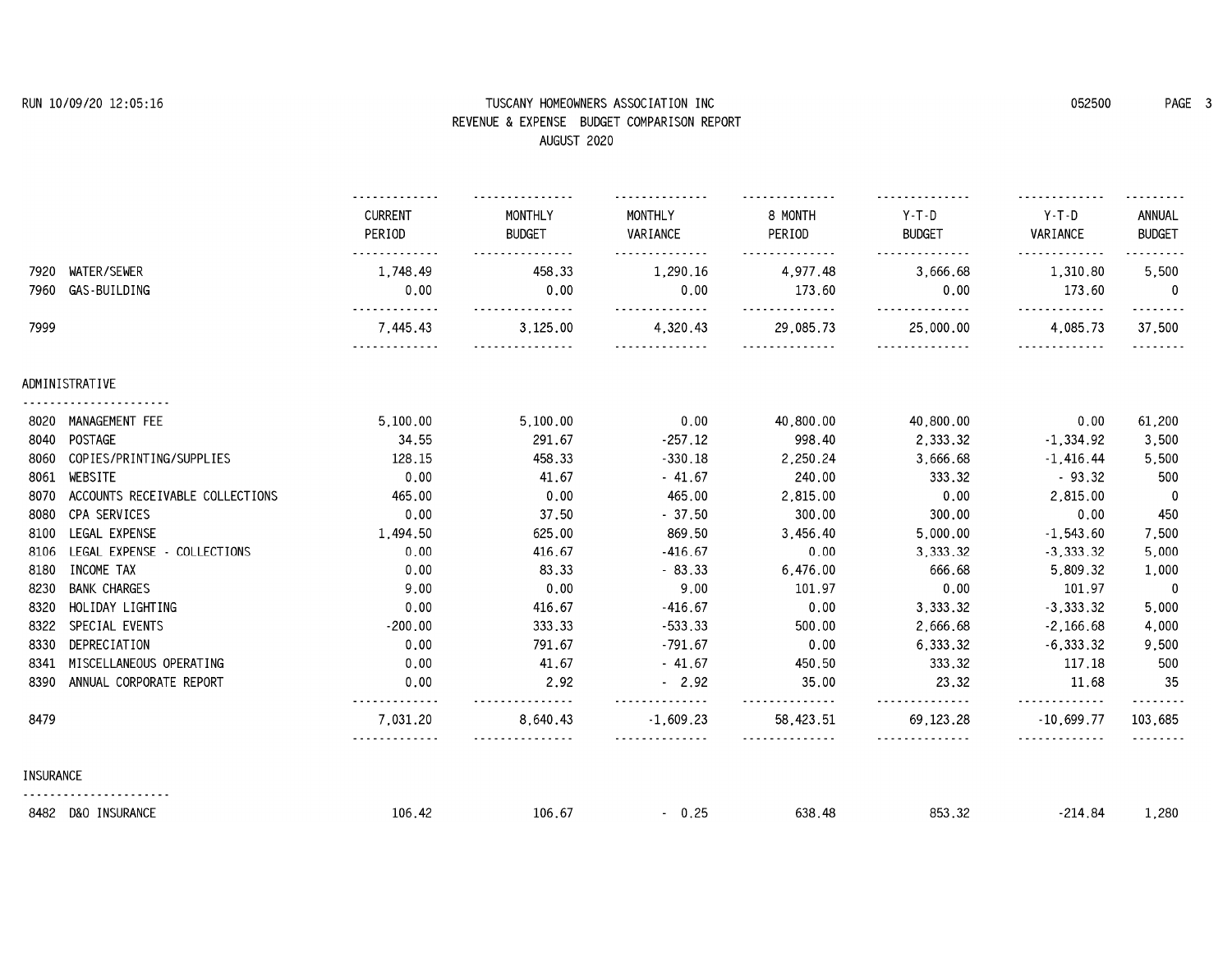# TUSCANY HOMEOWNERS ASSOCIATION INC

## REVENUE & EXPENSE BUDGET COMPARISON REPORT

### AUGUST 2020

RUN 10/09/20 12:05:16 — 052500

| | CURRENT PERIOD | MONTHLY BUDGET | MONTHLY VARIANCE | 8 MONTH PERIOD | Y-T-D BUDGET | Y-T-D VARIANCE | ANNUAL BUDGET |
|---|---|---|---|---|---|---|---|
| 7920 WATER/SEWER | 1,748.49 | 458.33 | 1,290.16 | 4,977.48 | 3,666.68 | 1,310.80 | 5,500 |
| 7960 GAS-BUILDING | 0.00 | 0.00 | 0.00 | 173.60 | 0.00 | 173.60 | 0 |
| 7999 | 7,445.43 | 3,125.00 | 4,320.43 | 29,085.73 | 25,000.00 | 4,085.73 | 37,500 |
| **ADMINISTRATIVE** | | | | | | | |
| 8020 MANAGEMENT FEE | 5,100.00 | 5,100.00 | 0.00 | 40,800.00 | 40,800.00 | 0.00 | 61,200 |
| 8040 POSTAGE | 34.55 | 291.67 | -257.12 | 998.40 | 2,333.32 | -1,334.92 | 3,500 |
| 8060 COPIES/PRINTING/SUPPLIES | 128.15 | 458.33 | -330.18 | 2,250.24 | 3,666.68 | -1,416.44 | 5,500 |
| 8061 WEBSITE | 0.00 | 41.67 | - 41.67 | 240.00 | 333.32 | - 93.32 | 500 |
| 8070 ACCOUNTS RECEIVABLE COLLECTIONS | 465.00 | 0.00 | 465.00 | 2,815.00 | 0.00 | 2,815.00 | 0 |
| 8080 CPA SERVICES | 0.00 | 37.50 | - 37.50 | 300.00 | 300.00 | 0.00 | 450 |
| 8100 LEGAL EXPENSE | 1,494.50 | 625.00 | 869.50 | 3,456.40 | 5,000.00 | -1,543.60 | 7,500 |
| 8106 LEGAL EXPENSE - COLLECTIONS | 0.00 | 416.67 | -416.67 | 0.00 | 3,333.32 | -3,333.32 | 5,000 |
| 8180 INCOME TAX | 0.00 | 83.33 | - 83.33 | 6,476.00 | 666.68 | 5,809.32 | 1,000 |
| 8230 BANK CHARGES | 9.00 | 0.00 | 9.00 | 101.97 | 0.00 | 101.97 | 0 |
| 8320 HOLIDAY LIGHTING | 0.00 | 416.67 | -416.67 | 0.00 | 3,333.32 | -3,333.32 | 5,000 |
| 8322 SPECIAL EVENTS | -200.00 | 333.33 | -533.33 | 500.00 | 2,666.68 | -2,166.68 | 4,000 |
| 8330 DEPRECIATION | 0.00 | 791.67 | -791.67 | 0.00 | 6,333.32 | -6,333.32 | 9,500 |
| 8341 MISCELLANEOUS OPERATING | 0.00 | 41.67 | - 41.67 | 450.50 | 333.32 | 117.18 | 500 |
| 8390 ANNUAL CORPORATE REPORT | 0.00 | 2.92 | - 2.92 | 35.00 | 23.32 | 11.68 | 35 |
| 8479 | 7,031.20 | 8,640.43 | -1,609.23 | 58,423.51 | 69,123.28 | -10,699.77 | 103,685 |
| **INSURANCE** | | | | | | | |
| 8482 D&O INSURANCE | 106.42 | 106.67 | - 0.25 | 638.48 | 853.32 | -214.84 | 1,280 |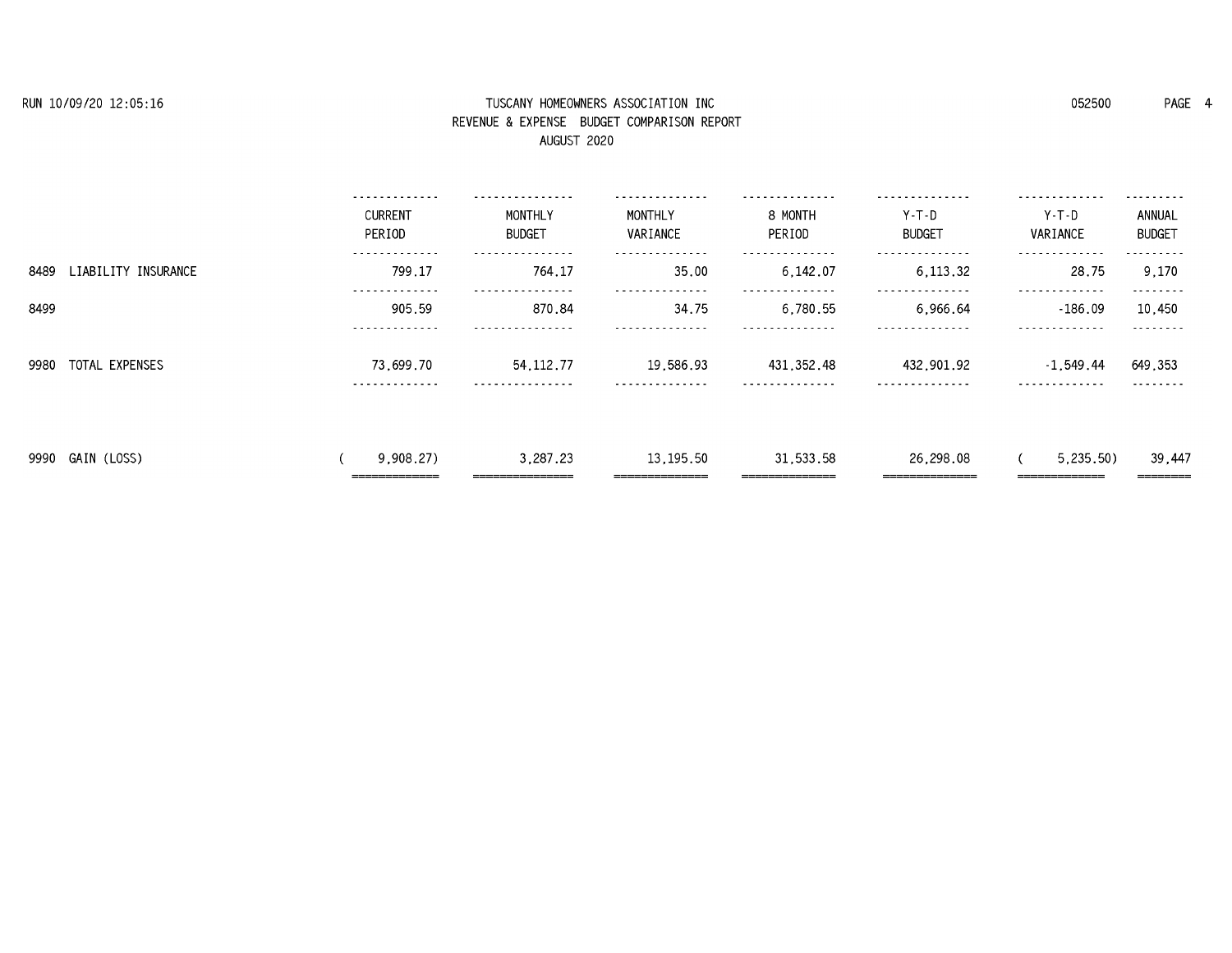TUSCANY HOMEOWNERS ASSOCIATION INC

REVENUE & EXPENSE BUDGET COMPARISON REPORT

AUGUST 2020

| | CURRENT PERIOD | MONTHLY BUDGET | MONTHLY VARIANCE | 8 MONTH PERIOD | Y-T-D BUDGET | Y-T-D VARIANCE | ANNUAL BUDGET |
|---|---|---|---|---|---|---|---|
| 8489 LIABILITY INSURANCE | 799.17 | 764.17 | 35.00 | 6,142.07 | 6,113.32 | 28.75 | 9,170 |
| 8499 | 905.59 | 870.84 | 34.75 | 6,780.55 | 6,966.64 | -186.09 | 10,450 |
| 9980 TOTAL EXPENSES | 73,699.70 | 54,112.77 | 19,586.93 | 431,352.48 | 432,901.92 | -1,549.44 | 649,353 |
| 9990 GAIN (LOSS) | ( 9,908.27) | 3,287.23 | 13,195.50 | 31,533.58 | 26,298.08 | ( 5,235.50) | 39,447 |